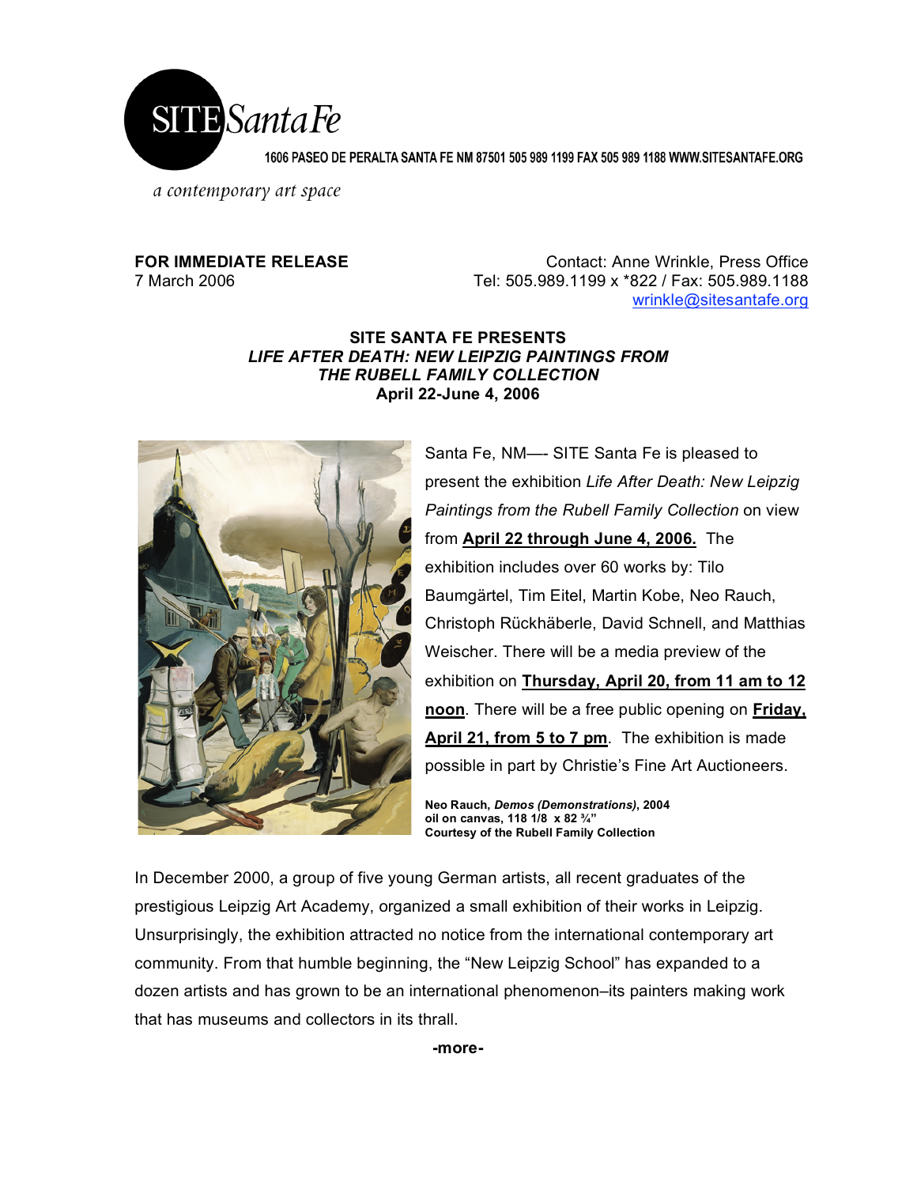SITE Santa Fe

1606 PASEO DE PERALTA SANTA FE NM 87501 505 989 1199 FAX 505 989 1188 WWW.SITESANTAFE.ORG

*a contemporary art space*

**FOR IMMEDIATE RELEASE**
7 March 2006

Contact: Anne Wrinkle, Press Office
Tel: 505.989.1199 x *822 / Fax: 505.989.1188
wrinkle@sitesantafe.org

**SITE SANTA FE PRESENTS**
***LIFE AFTER DEATH: NEW LEIPZIG PAINTINGS FROM THE RUBELL FAMILY COLLECTION***
**April 22-June 4, 2006**

Santa Fe, NM—- SITE Santa Fe is pleased to present the exhibition *Life After Death: New Leipzig Paintings from the Rubell Family Collection* on view from **April 22 through June 4, 2006.** The exhibition includes over 60 works by: Tilo Baumgärtel, Tim Eitel, Martin Kobe, Neo Rauch, Christoph Rückhäberle, David Schnell, and Matthias Weischer. There will be a media preview of the exhibition on **Thursday, April 20, from 11 am to 12 noon**. There will be a free public opening on **Friday, April 21, from 5 to 7 pm**. The exhibition is made possible in part by Christie's Fine Art Auctioneers.

**Neo Rauch, *Demos (Demonstrations)*, 2004**
**oil on canvas, 118 1/8 x 82 ¾"**
**Courtesy of the Rubell Family Collection**

In December 2000, a group of five young German artists, all recent graduates of the prestigious Leipzig Art Academy, organized a small exhibition of their works in Leipzig. Unsurprisingly, the exhibition attracted no notice from the international contemporary art community. From that humble beginning, the "New Leipzig School" has expanded to a dozen artists and has grown to be an international phenomenon–its painters making work that has museums and collectors in its thrall.

**-more-**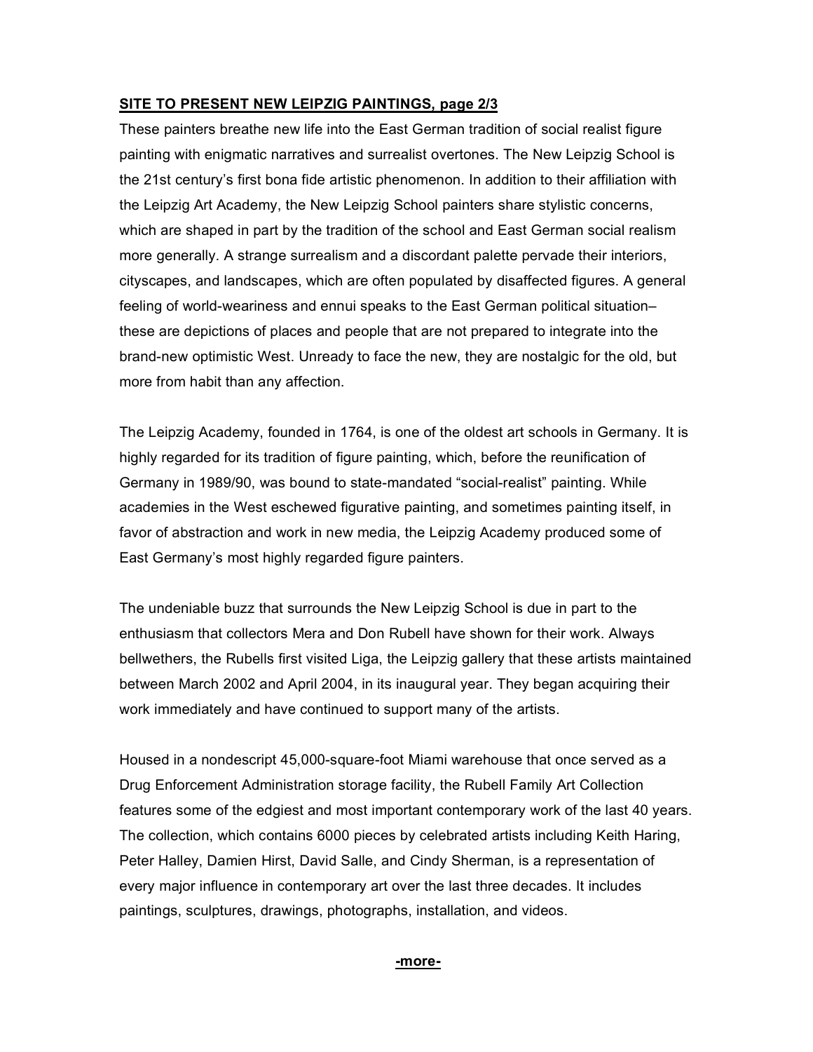**SITE TO PRESENT NEW LEIPZIG PAINTINGS, page 2/3**

These painters breathe new life into the East German tradition of social realist figure painting with enigmatic narratives and surrealist overtones. The New Leipzig School is the 21st century's first bona fide artistic phenomenon. In addition to their affiliation with the Leipzig Art Academy, the New Leipzig School painters share stylistic concerns, which are shaped in part by the tradition of the school and East German social realism more generally. A strange surrealism and a discordant palette pervade their interiors, cityscapes, and landscapes, which are often populated by disaffected figures. A general feeling of world-weariness and ennui speaks to the East German political situation– these are depictions of places and people that are not prepared to integrate into the brand-new optimistic West. Unready to face the new, they are nostalgic for the old, but more from habit than any affection.

The Leipzig Academy, founded in 1764, is one of the oldest art schools in Germany. It is highly regarded for its tradition of figure painting, which, before the reunification of Germany in 1989/90, was bound to state-mandated "social-realist" painting. While academies in the West eschewed figurative painting, and sometimes painting itself, in favor of abstraction and work in new media, the Leipzig Academy produced some of East Germany's most highly regarded figure painters.

The undeniable buzz that surrounds the New Leipzig School is due in part to the enthusiasm that collectors Mera and Don Rubell have shown for their work. Always bellwethers, the Rubells first visited Liga, the Leipzig gallery that these artists maintained between March 2002 and April 2004, in its inaugural year. They began acquiring their work immediately and have continued to support many of the artists.

Housed in a nondescript 45,000-square-foot Miami warehouse that once served as a Drug Enforcement Administration storage facility, the Rubell Family Art Collection features some of the edgiest and most important contemporary work of the last 40 years. The collection, which contains 6000 pieces by celebrated artists including Keith Haring, Peter Halley, Damien Hirst, David Salle, and Cindy Sherman, is a representation of every major influence in contemporary art over the last three decades. It includes paintings, sculptures, drawings, photographs, installation, and videos.

**-more-**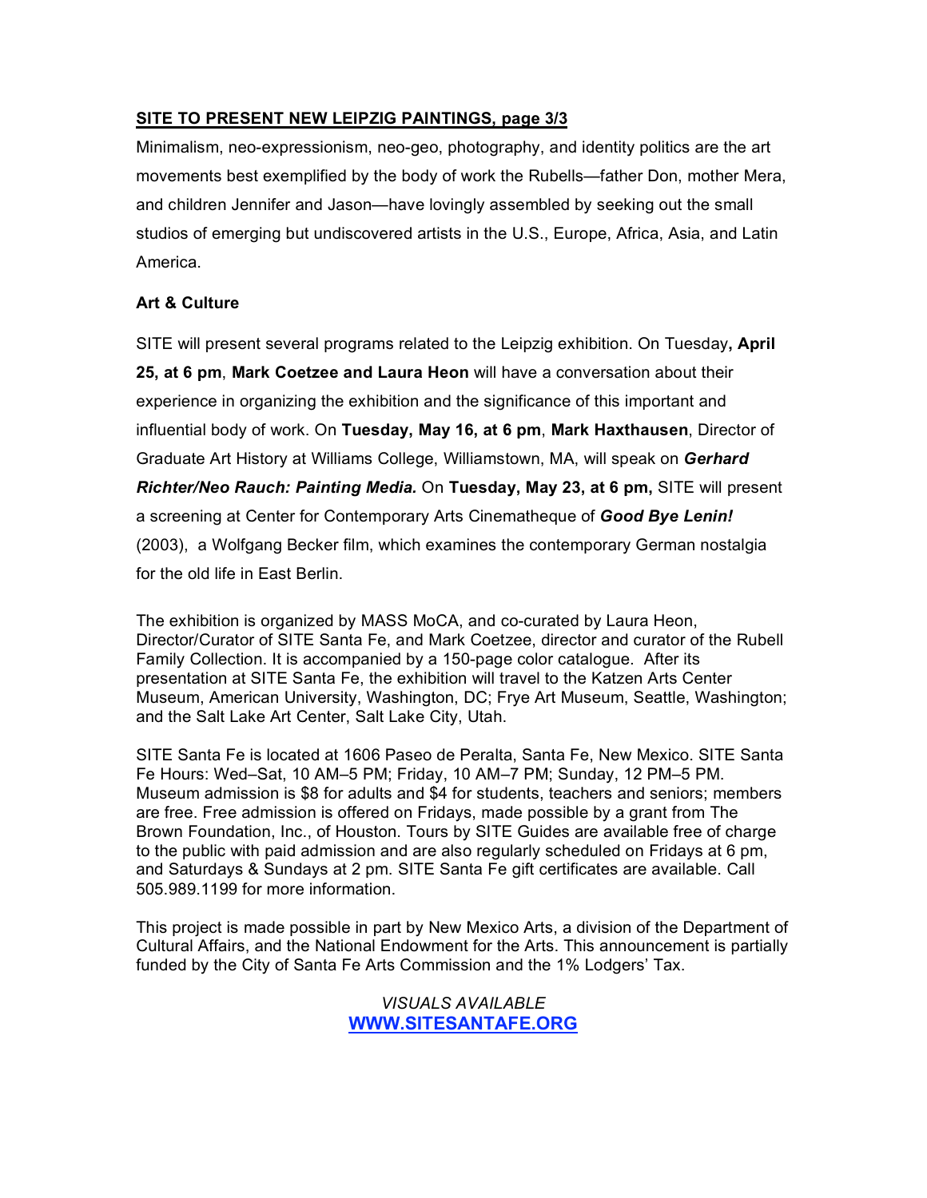**SITE TO PRESENT NEW LEIPZIG PAINTINGS, page 3/3**

Minimalism, neo-expressionism, neo-geo, photography, and identity politics are the art movements best exemplified by the body of work the Rubells—father Don, mother Mera, and children Jennifer and Jason—have lovingly assembled by seeking out the small studios of emerging but undiscovered artists in the U.S., Europe, Africa, Asia, and Latin America.

**Art & Culture**

SITE will present several programs related to the Leipzig exhibition. On Tuesday**, April 25, at 6 pm**, **Mark Coetzee and Laura Heon** will have a conversation about their experience in organizing the exhibition and the significance of this important and influential body of work. On **Tuesday, May 16, at 6 pm**, **Mark Haxthausen**, Director of Graduate Art History at Williams College, Williamstown, MA, will speak on ***Gerhard Richter/Neo Rauch: Painting Media.*** On **Tuesday, May 23, at 6 pm,** SITE will present a screening at Center for Contemporary Arts Cinematheque of ***Good Bye Lenin!*** (2003), a Wolfgang Becker film, which examines the contemporary German nostalgia for the old life in East Berlin.

The exhibition is organized by MASS MoCA, and co-curated by Laura Heon, Director/Curator of SITE Santa Fe, and Mark Coetzee, director and curator of the Rubell Family Collection. It is accompanied by a 150-page color catalogue. After its presentation at SITE Santa Fe, the exhibition will travel to the Katzen Arts Center Museum, American University, Washington, DC; Frye Art Museum, Seattle, Washington; and the Salt Lake Art Center, Salt Lake City, Utah.

SITE Santa Fe is located at 1606 Paseo de Peralta, Santa Fe, New Mexico. SITE Santa Fe Hours: Wed–Sat, 10 AM–5 PM; Friday, 10 AM–7 PM; Sunday, 12 PM–5 PM. Museum admission is $8 for adults and $4 for students, teachers and seniors; members are free. Free admission is offered on Fridays, made possible by a grant from The Brown Foundation, Inc., of Houston. Tours by SITE Guides are available free of charge to the public with paid admission and are also regularly scheduled on Fridays at 6 pm, and Saturdays & Sundays at 2 pm. SITE Santa Fe gift certificates are available. Call 505.989.1199 for more information.

This project is made possible in part by New Mexico Arts, a division of the Department of Cultural Affairs, and the National Endowment for the Arts. This announcement is partially funded by the City of Santa Fe Arts Commission and the 1% Lodgers' Tax.

*VISUALS AVAILABLE*
**WWW.SITESANTAFE.ORG**